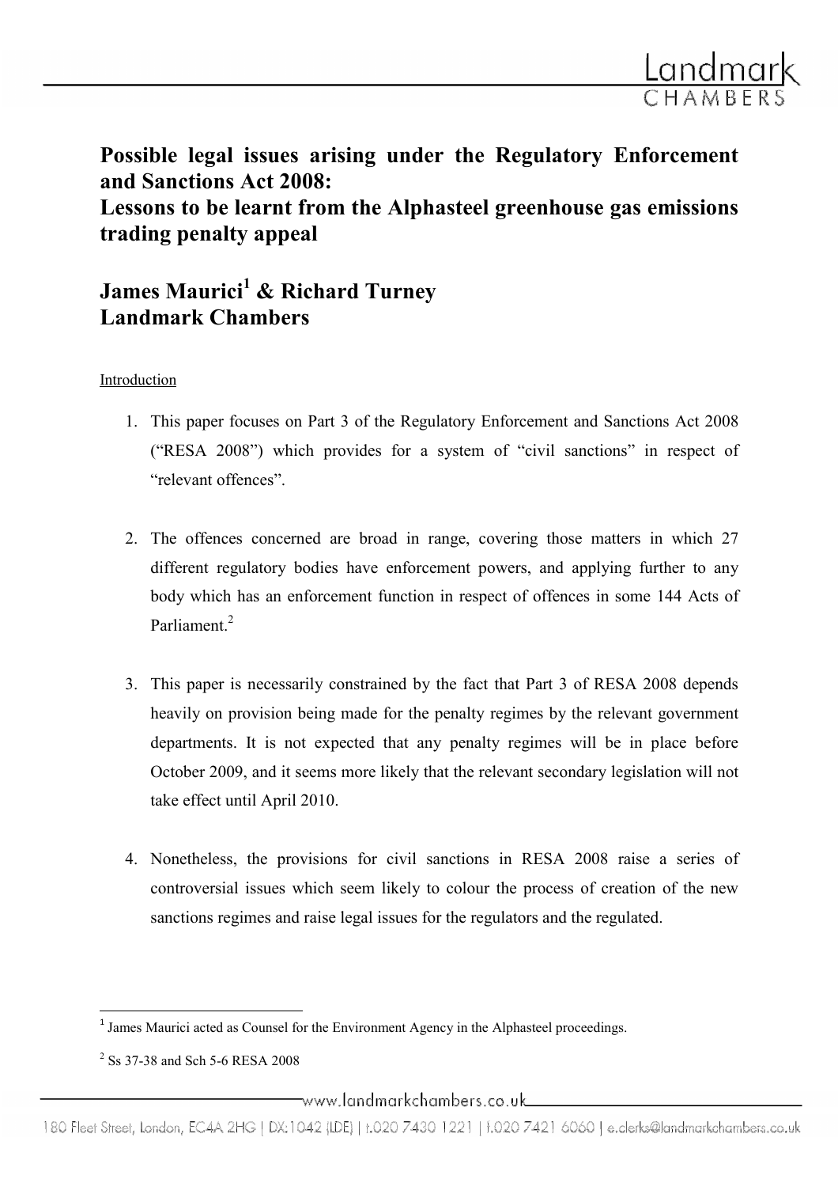# Possible legal issues arising under the Regulatory Enforcement and Sanctions Act 2008:
# Lessons to be learnt from the Alphasteel greenhouse gas emissions trading penalty appeal

## James Mauricí[1] & Richard Turney
## Landmark Chambers

Introduction

1. This paper focuses on Part 3 of the Regulatory Enforcement and Sanctions Act 2008 ("RESA 2008") which provides for a system of "civil sanctions" in respect of "relevant offences".

2. The offences concerned are broad in range, covering those matters in which 27 different regulatory bodies have enforcement powers, and applying further to any body which has an enforcement function in respect of offences in some 144 Acts of Parliament.[2]

3. This paper is necessarily constrained by the fact that Part 3 of RESA 2008 depends heavily on provision being made for the penalty regimes by the relevant government departments. It is not expected that any penalty regimes will be in place before October 2009, and it seems more likely that the relevant secondary legislation will not take effect until April 2010.

4. Nonetheless, the provisions for civil sanctions in RESA 2008 raise a series of controversial issues which seem likely to colour the process of creation of the new sanctions regimes and raise legal issues for the regulators and the regulated.

---

[1] James Maurici acted as Counsel for the Environment Agency in the Alphasteel proceedings.

[2] Ss 37-38 and Sch 5-6 RESA 2008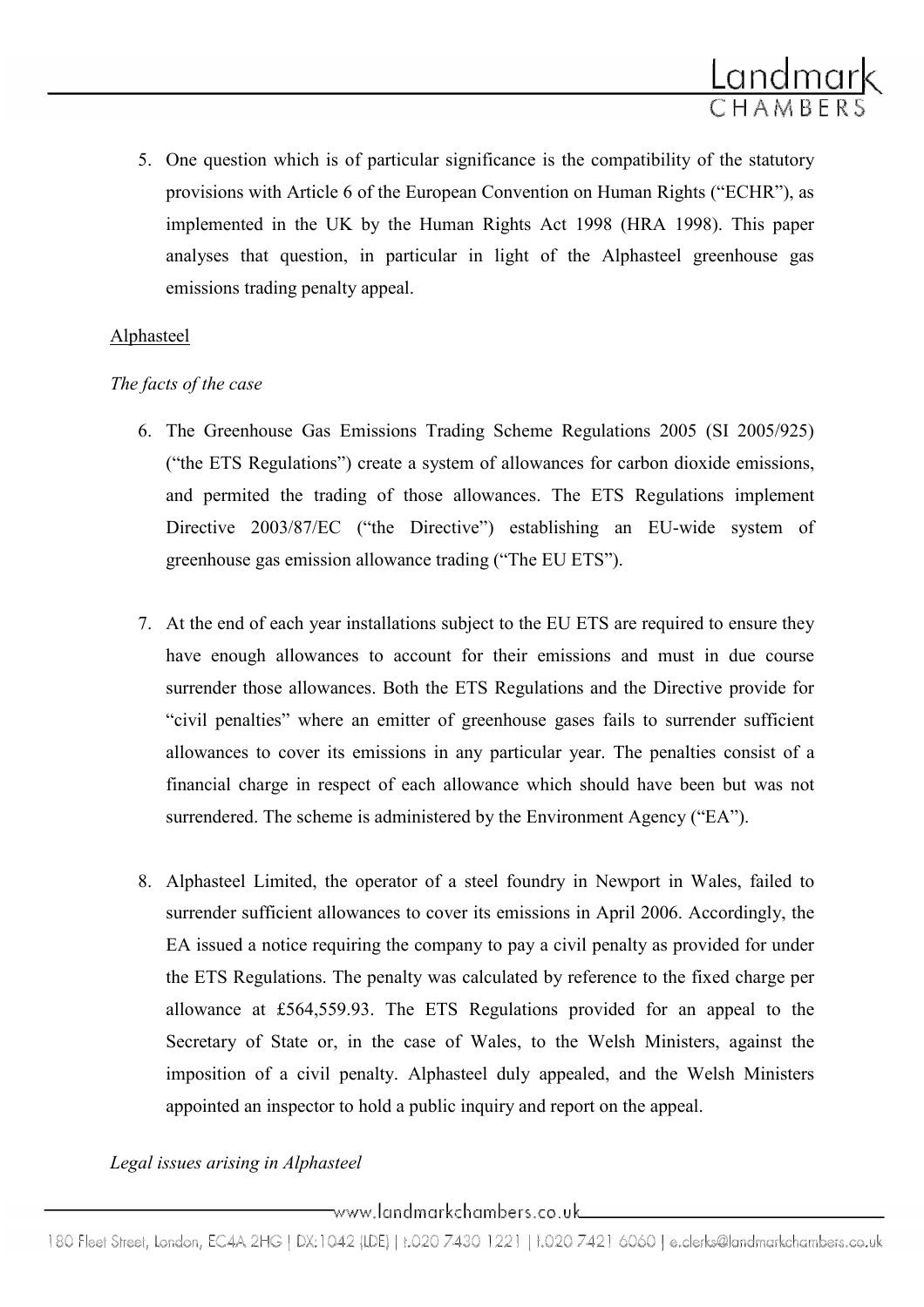5. One question which is of particular significance is the compatibility of the statutory provisions with Article 6 of the European Convention on Human Rights ("ECHR"), as implemented in the UK by the Human Rights Act 1998 (HRA 1998). This paper analyses that question, in particular in light of the Alphasteel greenhouse gas emissions trading penalty appeal.

Alphasteel

*The facts of the case*

6. The Greenhouse Gas Emissions Trading Scheme Regulations 2005 (SI 2005/925) ("the ETS Regulations") create a system of allowances for carbon dioxide emissions, and permited the trading of those allowances. The ETS Regulations implement Directive 2003/87/EC ("the Directive") establishing an EU-wide system of greenhouse gas emission allowance trading ("The EU ETS").

7. At the end of each year installations subject to the EU ETS are required to ensure they have enough allowances to account for their emissions and must in due course surrender those allowances. Both the ETS Regulations and the Directive provide for "civil penalties" where an emitter of greenhouse gases fails to surrender sufficient allowances to cover its emissions in any particular year. The penalties consist of a financial charge in respect of each allowance which should have been but was not surrendered. The scheme is administered by the Environment Agency ("EA").

8. Alphasteel Limited, the operator of a steel foundry in Newport in Wales, failed to surrender sufficient allowances to cover its emissions in April 2006. Accordingly, the EA issued a notice requiring the company to pay a civil penalty as provided for under the ETS Regulations. The penalty was calculated by reference to the fixed charge per allowance at £564,559.93. The ETS Regulations provided for an appeal to the Secretary of State or, in the case of Wales, to the Welsh Ministers, against the imposition of a civil penalty. Alphasteel duly appealed, and the Welsh Ministers appointed an inspector to hold a public inquiry and report on the appeal.

*Legal issues arising in Alphasteel*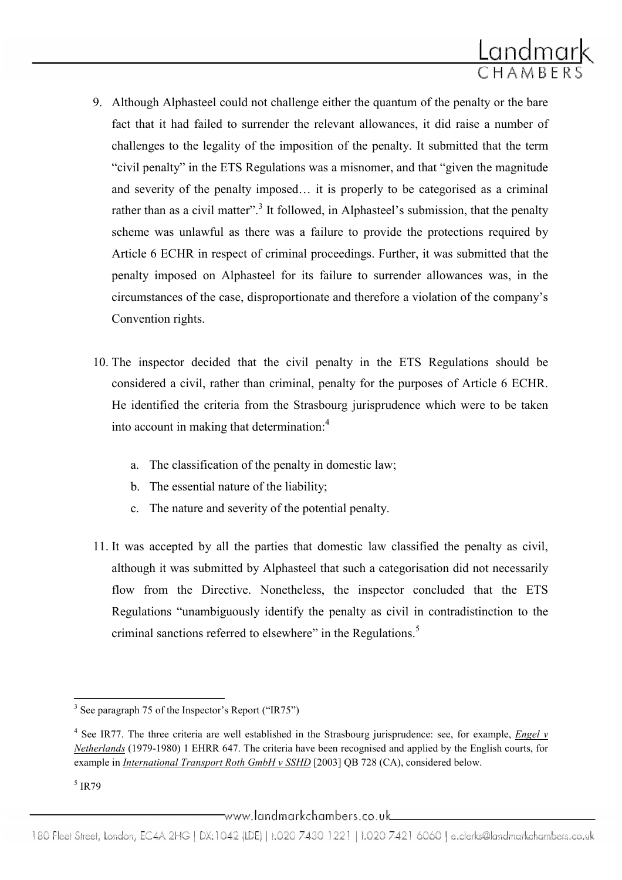9. Although Alphasteel could not challenge either the quantum of the penalty or the bare fact that it had failed to surrender the relevant allowances, it did raise a number of challenges to the legality of the imposition of the penalty. It submitted that the term "civil penalty" in the ETS Regulations was a misnomer, and that "given the magnitude and severity of the penalty imposed… it is properly to be categorised as a criminal rather than as a civil matter".[3] It followed, in Alphasteel's submission, that the penalty scheme was unlawful as there was a failure to provide the protections required by Article 6 ECHR in respect of criminal proceedings. Further, it was submitted that the penalty imposed on Alphasteel for its failure to surrender allowances was, in the circumstances of the case, disproportionate and therefore a violation of the company's Convention rights.

10. The inspector decided that the civil penalty in the ETS Regulations should be considered a civil, rather than criminal, penalty for the purposes of Article 6 ECHR. He identified the criteria from the Strasbourg jurisprudence which were to be taken into account in making that determination:[4]

    a. The classification of the penalty in domestic law;
    b. The essential nature of the liability;
    c. The nature and severity of the potential penalty.

11. It was accepted by all the parties that domestic law classified the penalty as civil, although it was submitted by Alphasteel that such a categorisation did not necessarily flow from the Directive. Nonetheless, the inspector concluded that the ETS Regulations "unambiguously identify the penalty as civil in contradistinction to the criminal sanctions referred to elsewhere" in the Regulations.[5]

---

[3] See paragraph 75 of the Inspector's Report ("IR75")

[4] See IR77. The three criteria are well established in the Strasbourg jurisprudence: see, for example, *Engel v Netherlands* (1979-1980) 1 EHRR 647. The criteria have been recognised and applied by the English courts, for example in *International Transport Roth GmbH v SSHD* [2003] QB 728 (CA), considered below.

[5] IR79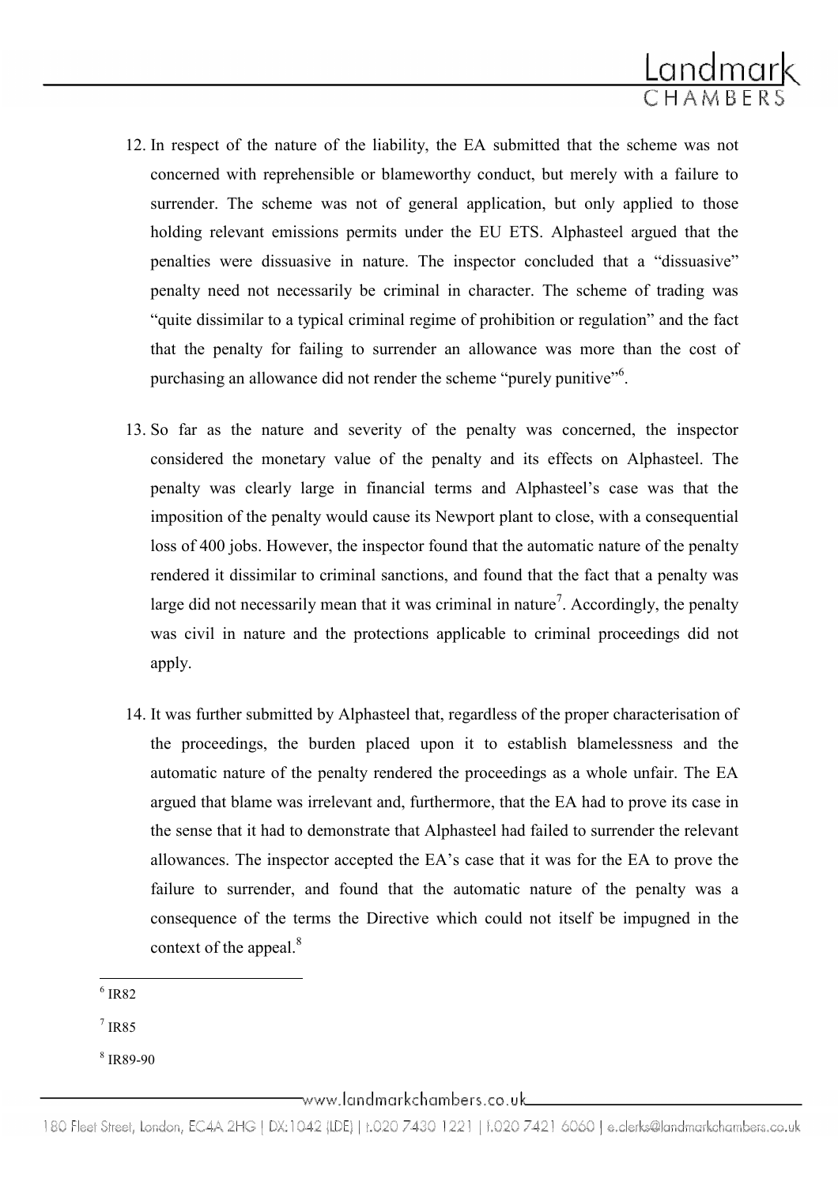12. In respect of the nature of the liability, the EA submitted that the scheme was not concerned with reprehensible or blameworthy conduct, but merely with a failure to surrender. The scheme was not of general application, but only applied to those holding relevant emissions permits under the EU ETS. Alphasteel argued that the penalties were dissuasive in nature. The inspector concluded that a "dissuasive" penalty need not necessarily be criminal in character. The scheme of trading was "quite dissimilar to a typical criminal regime of prohibition or regulation" and the fact that the penalty for failing to surrender an allowance was more than the cost of purchasing an allowance did not render the scheme "purely punitive"[6].

13. So far as the nature and severity of the penalty was concerned, the inspector considered the monetary value of the penalty and its effects on Alphasteel. The penalty was clearly large in financial terms and Alphasteel's case was that the imposition of the penalty would cause its Newport plant to close, with a consequential loss of 400 jobs. However, the inspector found that the automatic nature of the penalty rendered it dissimilar to criminal sanctions, and found that the fact that a penalty was large did not necessarily mean that it was criminal in nature[7]. Accordingly, the penalty was civil in nature and the protections applicable to criminal proceedings did not apply.

14. It was further submitted by Alphasteel that, regardless of the proper characterisation of the proceedings, the burden placed upon it to establish blamelessness and the automatic nature of the penalty rendered the proceedings as a whole unfair. The EA argued that blame was irrelevant and, furthermore, that the EA had to prove its case in the sense that it had to demonstrate that Alphasteel had failed to surrender the relevant allowances. The inspector accepted the EA's case that it was for the EA to prove the failure to surrender, and found that the automatic nature of the penalty was a consequence of the terms the Directive which could not itself be impugned in the context of the appeal.[8]

[6] IR82

[7] IR85

[8] IR89-90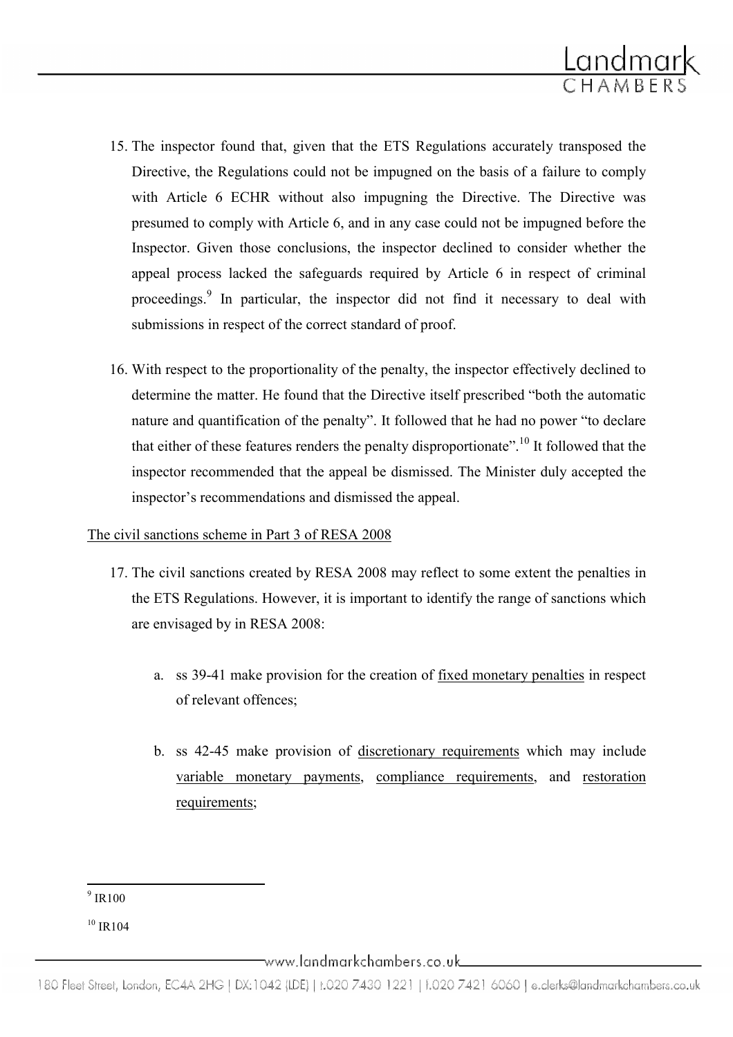15. The inspector found that, given that the ETS Regulations accurately transposed the Directive, the Regulations could not be impugned on the basis of a failure to comply with Article 6 ECHR without also impugning the Directive. The Directive was presumed to comply with Article 6, and in any case could not be impugned before the Inspector. Given those conclusions, the inspector declined to consider whether the appeal process lacked the safeguards required by Article 6 in respect of criminal proceedings.[9] In particular, the inspector did not find it necessary to deal with submissions in respect of the correct standard of proof.

16. With respect to the proportionality of the penalty, the inspector effectively declined to determine the matter. He found that the Directive itself prescribed "both the automatic nature and quantification of the penalty". It followed that he had no power "to declare that either of these features renders the penalty disproportionate".[10] It followed that the inspector recommended that the appeal be dismissed. The Minister duly accepted the inspector's recommendations and dismissed the appeal.

<u>The civil sanctions scheme in Part 3 of RESA 2008</u>

17. The civil sanctions created by RESA 2008 may reflect to some extent the penalties in the ETS Regulations. However, it is important to identify the range of sanctions which are envisaged by in RESA 2008:

    a. ss 39-41 make provision for the creation of <u>fixed monetary penalties</u> in respect of relevant offences;

    b. ss 42-45 make provision of <u>discretionary requirements</u> which may include <u>variable monetary payments</u>, <u>compliance requirements</u>, and <u>restoration requirements</u>;

---

[9] IR100

[10] IR104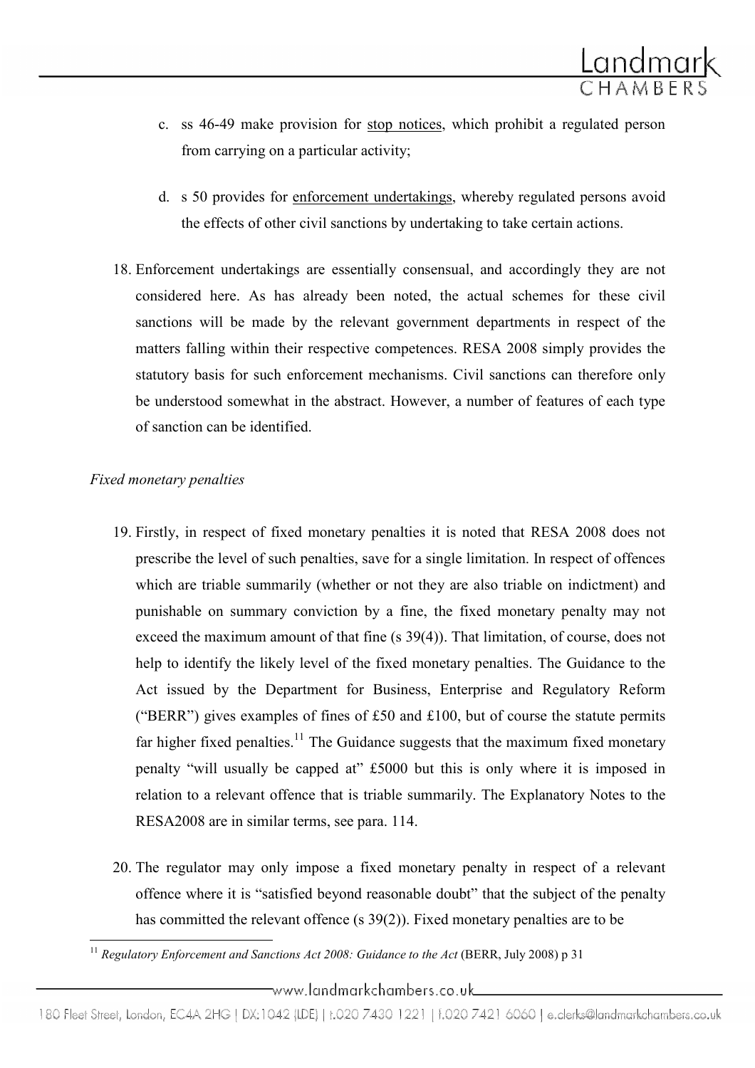c. ss 46-49 make provision for stop notices, which prohibit a regulated person from carrying on a particular activity;

d. s 50 provides for enforcement undertakings, whereby regulated persons avoid the effects of other civil sanctions by undertaking to take certain actions.

18. Enforcement undertakings are essentially consensual, and accordingly they are not considered here. As has already been noted, the actual schemes for these civil sanctions will be made by the relevant government departments in respect of the matters falling within their respective competences. RESA 2008 simply provides the statutory basis for such enforcement mechanisms. Civil sanctions can therefore only be understood somewhat in the abstract. However, a number of features of each type of sanction can be identified.

*Fixed monetary penalties*

19. Firstly, in respect of fixed monetary penalties it is noted that RESA 2008 does not prescribe the level of such penalties, save for a single limitation. In respect of offences which are triable summarily (whether or not they are also triable on indictment) and punishable on summary conviction by a fine, the fixed monetary penalty may not exceed the maximum amount of that fine (s 39(4)). That limitation, of course, does not help to identify the likely level of the fixed monetary penalties. The Guidance to the Act issued by the Department for Business, Enterprise and Regulatory Reform ("BERR") gives examples of fines of £50 and £100, but of course the statute permits far higher fixed penalties.[11] The Guidance suggests that the maximum fixed monetary penalty "will usually be capped at" £5000 but this is only where it is imposed in relation to a relevant offence that is triable summarily. The Explanatory Notes to the RESA2008 are in similar terms, see para. 114.

20. The regulator may only impose a fixed monetary penalty in respect of a relevant offence where it is "satisfied beyond reasonable doubt" that the subject of the penalty has committed the relevant offence (s 39(2)). Fixed monetary penalties are to be

[11] *Regulatory Enforcement and Sanctions Act 2008: Guidance to the Act* (BERR, July 2008) p 31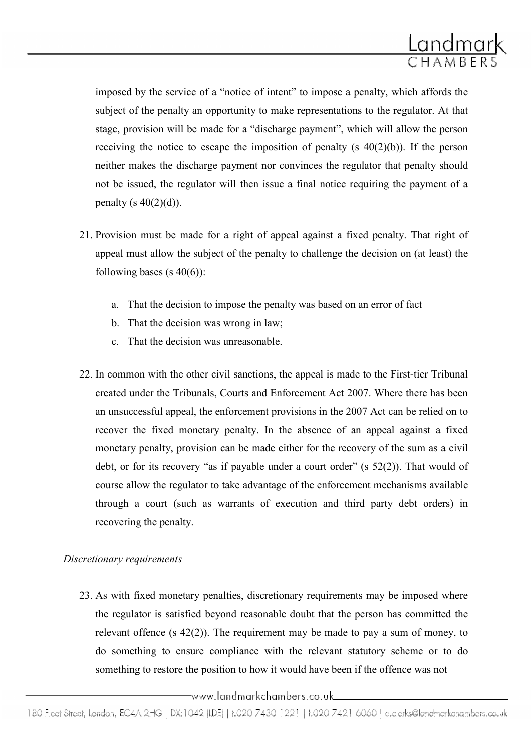imposed by the service of a "notice of intent" to impose a penalty, which affords the subject of the penalty an opportunity to make representations to the regulator. At that stage, provision will be made for a "discharge payment", which will allow the person receiving the notice to escape the imposition of penalty (s 40(2)(b)). If the person neither makes the discharge payment nor convinces the regulator that penalty should not be issued, the regulator will then issue a final notice requiring the payment of a penalty (s 40(2)(d)).

21. Provision must be made for a right of appeal against a fixed penalty. That right of appeal must allow the subject of the penalty to challenge the decision on (at least) the following bases (s 40(6)):

    a. That the decision to impose the penalty was based on an error of fact
    b. That the decision was wrong in law;
    c. That the decision was unreasonable.

22. In common with the other civil sanctions, the appeal is made to the First-tier Tribunal created under the Tribunals, Courts and Enforcement Act 2007. Where there has been an unsuccessful appeal, the enforcement provisions in the 2007 Act can be relied on to recover the fixed monetary penalty. In the absence of an appeal against a fixed monetary penalty, provision can be made either for the recovery of the sum as a civil debt, or for its recovery "as if payable under a court order" (s 52(2)). That would of course allow the regulator to take advantage of the enforcement mechanisms available through a court (such as warrants of execution and third party debt orders) in recovering the penalty.

*Discretionary requirements*

23. As with fixed monetary penalties, discretionary requirements may be imposed where the regulator is satisfied beyond reasonable doubt that the person has committed the relevant offence (s 42(2)). The requirement may be made to pay a sum of money, to do something to ensure compliance with the relevant statutory scheme or to do something to restore the position to how it would have been if the offence was not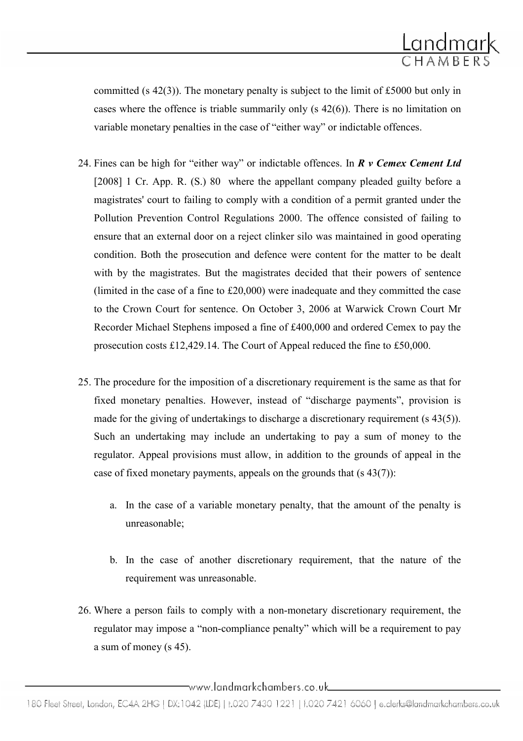committed (s 42(3)). The monetary penalty is subject to the limit of £5000 but only in cases where the offence is triable summarily only (s 42(6)). There is no limitation on variable monetary penalties in the case of "either way" or indictable offences.

24. Fines can be high for "either way" or indictable offences. In ***R v Cemex Cement Ltd*** [2008] 1 Cr. App. R. (S.) 80 where the appellant company pleaded guilty before a magistrates' court to failing to comply with a condition of a permit granted under the Pollution Prevention Control Regulations 2000. The offence consisted of failing to ensure that an external door on a reject clinker silo was maintained in good operating condition. Both the prosecution and defence were content for the matter to be dealt with by the magistrates. But the magistrates decided that their powers of sentence (limited in the case of a fine to £20,000) were inadequate and they committed the case to the Crown Court for sentence. On October 3, 2006 at Warwick Crown Court Mr Recorder Michael Stephens imposed a fine of £400,000 and ordered Cemex to pay the prosecution costs £12,429.14. The Court of Appeal reduced the fine to £50,000.

25. The procedure for the imposition of a discretionary requirement is the same as that for fixed monetary penalties. However, instead of "discharge payments", provision is made for the giving of undertakings to discharge a discretionary requirement (s 43(5)). Such an undertaking may include an undertaking to pay a sum of money to the regulator. Appeal provisions must allow, in addition to the grounds of appeal in the case of fixed monetary payments, appeals on the grounds that (s 43(7)):

    a. In the case of a variable monetary penalty, that the amount of the penalty is unreasonable;

    b. In the case of another discretionary requirement, that the nature of the requirement was unreasonable.

26. Where a person fails to comply with a non-monetary discretionary requirement, the regulator may impose a "non-compliance penalty" which will be a requirement to pay a sum of money (s 45).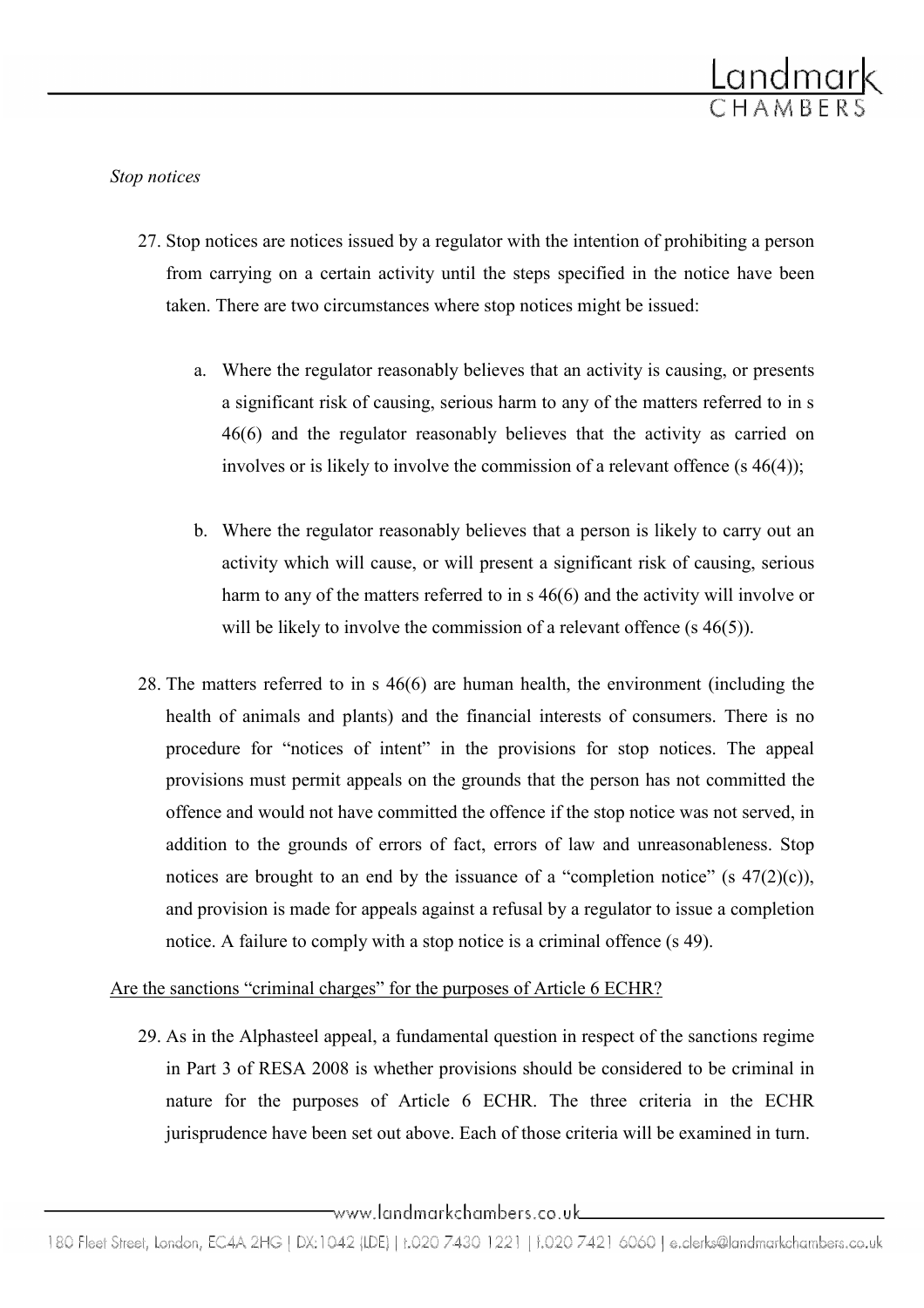*Stop notices*

27. Stop notices are notices issued by a regulator with the intention of prohibiting a person from carrying on a certain activity until the steps specified in the notice have been taken. There are two circumstances where stop notices might be issued:

    a. Where the regulator reasonably believes that an activity is causing, or presents a significant risk of causing, serious harm to any of the matters referred to in s 46(6) and the regulator reasonably believes that the activity as carried on involves or is likely to involve the commission of a relevant offence (s 46(4));

    b. Where the regulator reasonably believes that a person is likely to carry out an activity which will cause, or will present a significant risk of causing, serious harm to any of the matters referred to in s 46(6) and the activity will involve or will be likely to involve the commission of a relevant offence (s 46(5)).

28. The matters referred to in s 46(6) are human health, the environment (including the health of animals and plants) and the financial interests of consumers. There is no procedure for "notices of intent" in the provisions for stop notices. The appeal provisions must permit appeals on the grounds that the person has not committed the offence and would not have committed the offence if the stop notice was not served, in addition to the grounds of errors of fact, errors of law and unreasonableness. Stop notices are brought to an end by the issuance of a "completion notice" (s 47(2)(c)), and provision is made for appeals against a refusal by a regulator to issue a completion notice. A failure to comply with a stop notice is a criminal offence (s 49).

<u>Are the sanctions "criminal charges" for the purposes of Article 6 ECHR?</u>

29. As in the Alphasteel appeal, a fundamental question in respect of the sanctions regime in Part 3 of RESA 2008 is whether provisions should be considered to be criminal in nature for the purposes of Article 6 ECHR. The three criteria in the ECHR jurisprudence have been set out above. Each of those criteria will be examined in turn.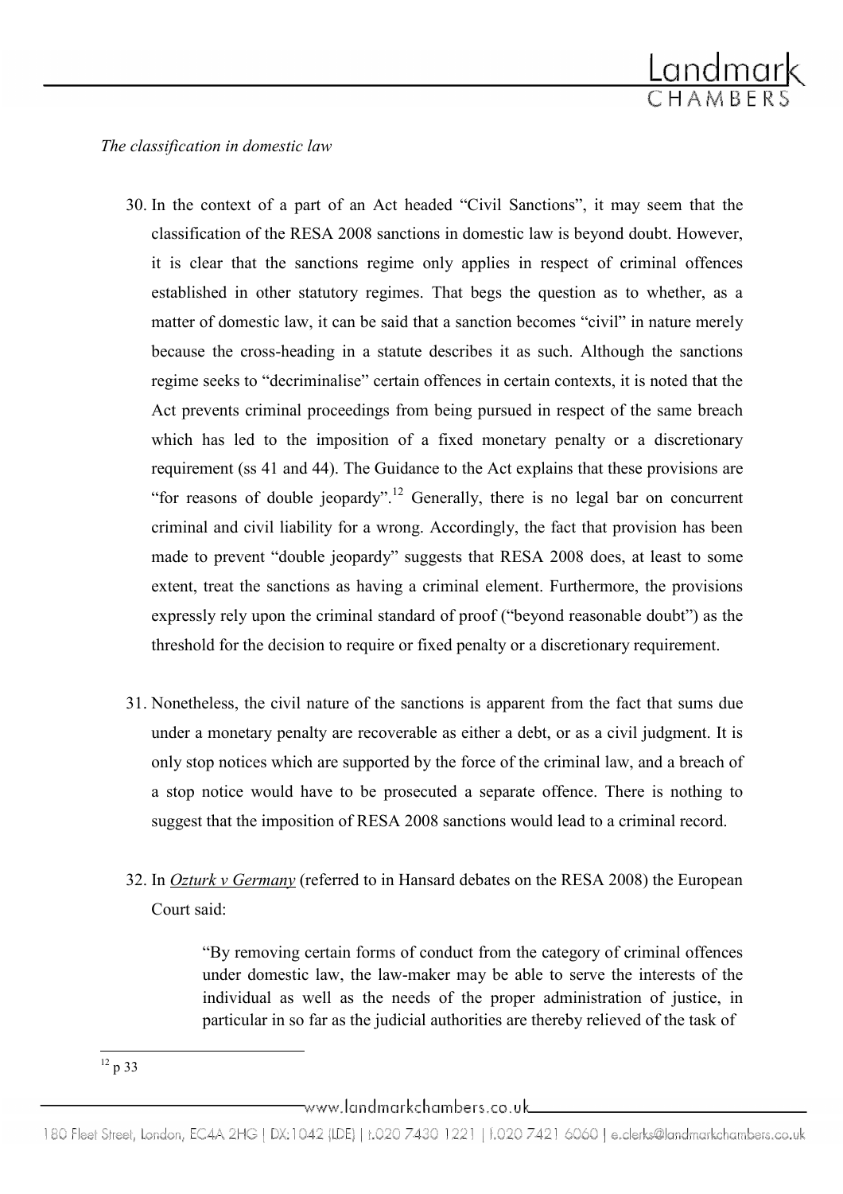*The classification in domestic law*

30. In the context of a part of an Act headed "Civil Sanctions", it may seem that the classification of the RESA 2008 sanctions in domestic law is beyond doubt. However, it is clear that the sanctions regime only applies in respect of criminal offences established in other statutory regimes. That begs the question as to whether, as a matter of domestic law, it can be said that a sanction becomes "civil" in nature merely because the cross-heading in a statute describes it as such. Although the sanctions regime seeks to "decriminalise" certain offences in certain contexts, it is noted that the Act prevents criminal proceedings from being pursued in respect of the same breach which has led to the imposition of a fixed monetary penalty or a discretionary requirement (ss 41 and 44). The Guidance to the Act explains that these provisions are "for reasons of double jeopardy".[12] Generally, there is no legal bar on concurrent criminal and civil liability for a wrong. Accordingly, the fact that provision has been made to prevent "double jeopardy" suggests that RESA 2008 does, at least to some extent, treat the sanctions as having a criminal element. Furthermore, the provisions expressly rely upon the criminal standard of proof ("beyond reasonable doubt") as the threshold for the decision to require or fixed penalty or a discretionary requirement.

31. Nonetheless, the civil nature of the sanctions is apparent from the fact that sums due under a monetary penalty are recoverable as either a debt, or as a civil judgment. It is only stop notices which are supported by the force of the criminal law, and a breach of a stop notice would have to be prosecuted a separate offence. There is nothing to suggest that the imposition of RESA 2008 sanctions would lead to a criminal record.

32. In ***Ozturk v Germany*** (referred to in Hansard debates on the RESA 2008) the European Court said:

> "By removing certain forms of conduct from the category of criminal offences under domestic law, the law-maker may be able to serve the interests of the individual as well as the needs of the proper administration of justice, in particular in so far as the judicial authorities are thereby relieved of the task of

[12] p 33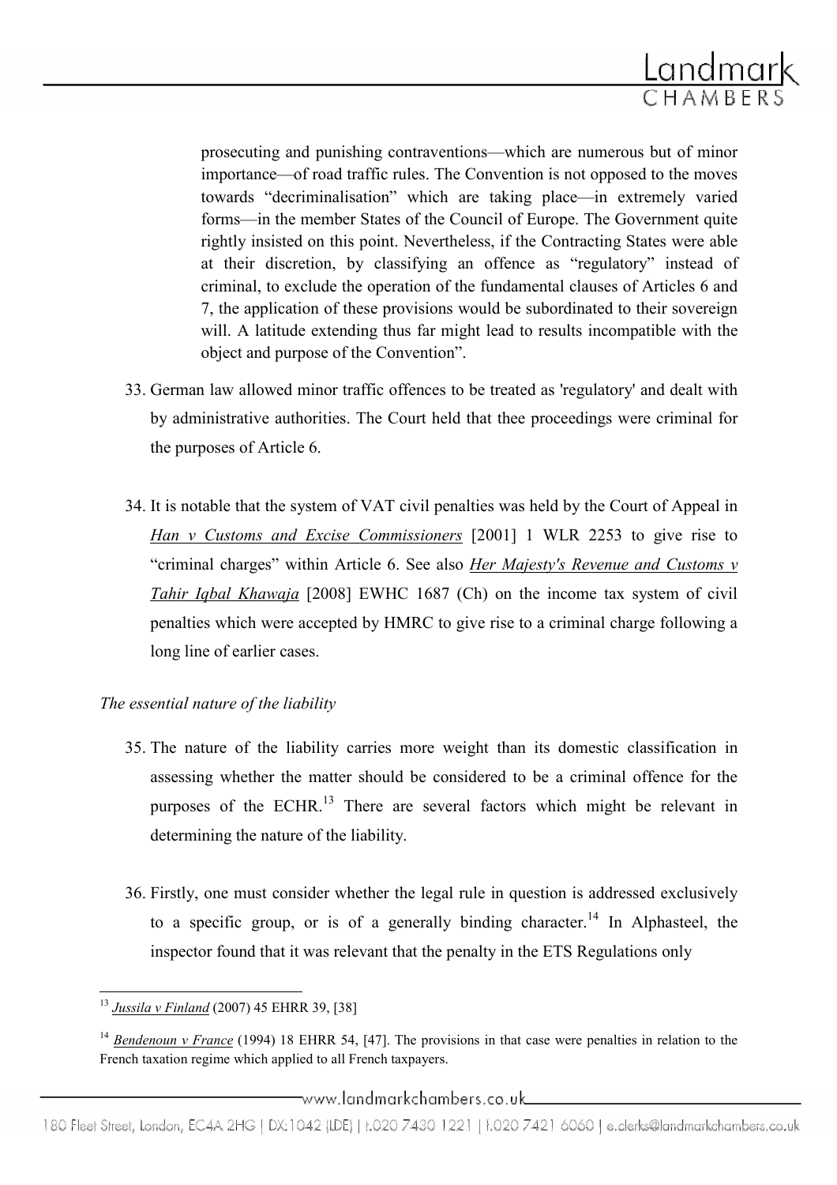prosecuting and punishing contraventions—which are numerous but of minor importance—of road traffic rules. The Convention is not opposed to the moves towards "decriminalisation" which are taking place—in extremely varied forms—in the member States of the Council of Europe. The Government quite rightly insisted on this point. Nevertheless, if the Contracting States were able at their discretion, by classifying an offence as "regulatory" instead of criminal, to exclude the operation of the fundamental clauses of Articles 6 and 7, the application of these provisions would be subordinated to their sovereign will. A latitude extending thus far might lead to results incompatible with the object and purpose of the Convention".

33. German law allowed minor traffic offences to be treated as 'regulatory' and dealt with by administrative authorities. The Court held that thee proceedings were criminal for the purposes of Article 6.

34. It is notable that the system of VAT civil penalties was held by the Court of Appeal in *Han v Customs and Excise Commissioners* [2001] 1 WLR 2253 to give rise to "criminal charges" within Article 6. See also *Her Majesty's Revenue and Customs v Tahir Iqbal Khawaja* [2008] EWHC 1687 (Ch) on the income tax system of civil penalties which were accepted by HMRC to give rise to a criminal charge following a long line of earlier cases.

*The essential nature of the liability*

35. The nature of the liability carries more weight than its domestic classification in assessing whether the matter should be considered to be a criminal offence for the purposes of the ECHR.[13] There are several factors which might be relevant in determining the nature of the liability.

36. Firstly, one must consider whether the legal rule in question is addressed exclusively to a specific group, or is of a generally binding character.[14] In Alphasteel, the inspector found that it was relevant that the penalty in the ETS Regulations only

---

[13] *Jussila v Finland* (2007) 45 EHRR 39, [38]

[14] *Bendenoun v France* (1994) 18 EHRR 54, [47]. The provisions in that case were penalties in relation to the French taxation regime which applied to all French taxpayers.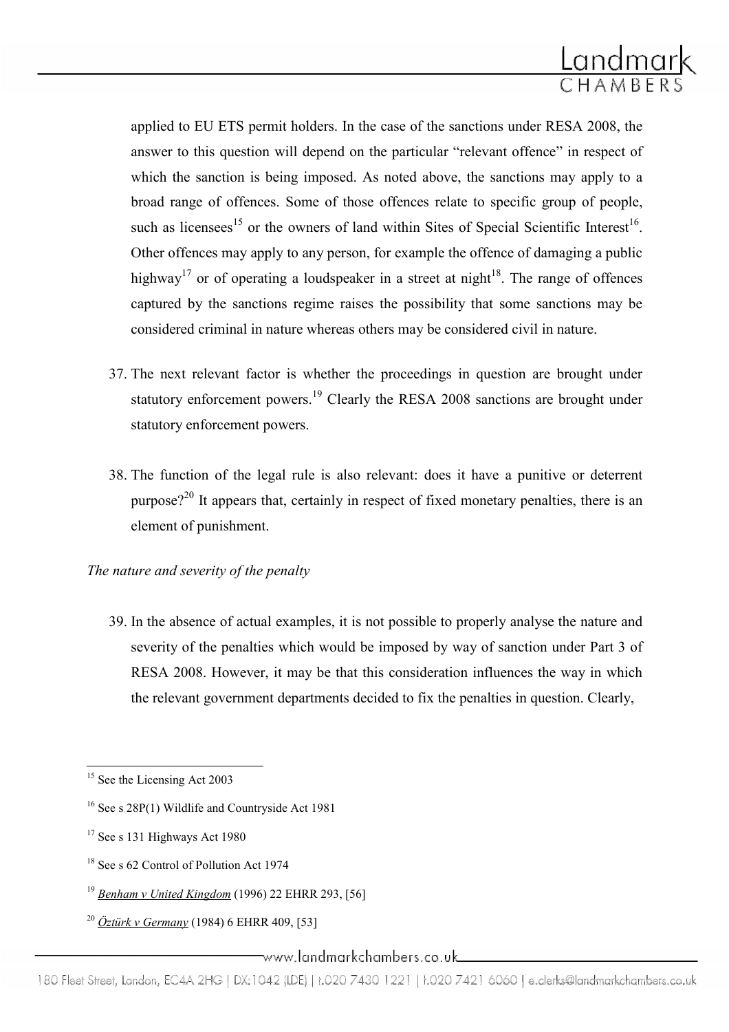applied to EU ETS permit holders. In the case of the sanctions under RESA 2008, the answer to this question will depend on the particular "relevant offence" in respect of which the sanction is being imposed. As noted above, the sanctions may apply to a broad range of offences. Some of those offences relate to specific group of people, such as licensees[15] or the owners of land within Sites of Special Scientific Interest[16]. Other offences may apply to any person, for example the offence of damaging a public highway[17] or of operating a loudspeaker in a street at night[18]. The range of offences captured by the sanctions regime raises the possibility that some sanctions may be considered criminal in nature whereas others may be considered civil in nature.

37. The next relevant factor is whether the proceedings in question are brought under statutory enforcement powers.[19] Clearly the RESA 2008 sanctions are brought under statutory enforcement powers.

38. The function of the legal rule is also relevant: does it have a punitive or deterrent purpose?[20] It appears that, certainly in respect of fixed monetary penalties, there is an element of punishment.

*The nature and severity of the penalty*

39. In the absence of actual examples, it is not possible to properly analyse the nature and severity of the penalties which would be imposed by way of sanction under Part 3 of RESA 2008. However, it may be that this consideration influences the way in which the relevant government departments decided to fix the penalties in question. Clearly,

---

[15] See the Licensing Act 2003

[16] See s 28P(1) Wildlife and Countryside Act 1981

[17] See s 131 Highways Act 1980

[18] See s 62 Control of Pollution Act 1974

[19] *Benham v United Kingdom* (1996) 22 EHRR 293, [56]

[20] *Öztürk v Germany* (1984) 6 EHRR 409, [53]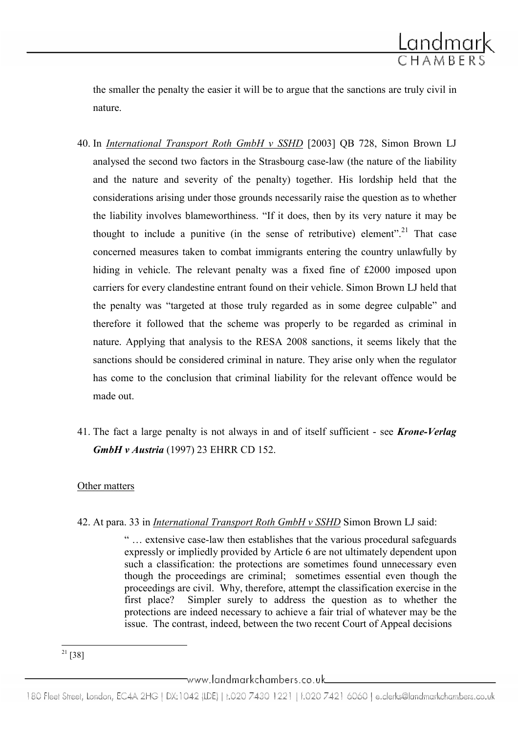the smaller the penalty the easier it will be to argue that the sanctions are truly civil in nature.

40. In *International Transport Roth GmbH v SSHD* [2003] QB 728, Simon Brown LJ analysed the second two factors in the Strasbourg case-law (the nature of the liability and the nature and severity of the penalty) together. His lordship held that the considerations arising under those grounds necessarily raise the question as to whether the liability involves blameworthiness. "If it does, then by its very nature it may be thought to include a punitive (in the sense of retributive) element".[21] That case concerned measures taken to combat immigrants entering the country unlawfully by hiding in vehicle. The relevant penalty was a fixed fine of £2000 imposed upon carriers for every clandestine entrant found on their vehicle. Simon Brown LJ held that the penalty was "targeted at those truly regarded as in some degree culpable" and therefore it followed that the scheme was properly to be regarded as criminal in nature. Applying that analysis to the RESA 2008 sanctions, it seems likely that the sanctions should be considered criminal in nature. They arise only when the regulator has come to the conclusion that criminal liability for the relevant offence would be made out.

41. The fact a large penalty is not always in and of itself sufficient - see ***Krone-Verlag GmbH v Austria*** (1997) 23 EHRR CD 152.

Other matters

42. At para. 33 in *International Transport Roth GmbH v SSHD* Simon Brown LJ said:

> " … extensive case-law then establishes that the various procedural safeguards expressly or impliedly provided by Article 6 are not ultimately dependent upon such a classification: the protections are sometimes found unnecessary even though the proceedings are criminal; sometimes essential even though the proceedings are civil. Why, therefore, attempt the classification exercise in the first place? Simpler surely to address the question as to whether the protections are indeed necessary to achieve a fair trial of whatever may be the issue. The contrast, indeed, between the two recent Court of Appeal decisions

[21] [38]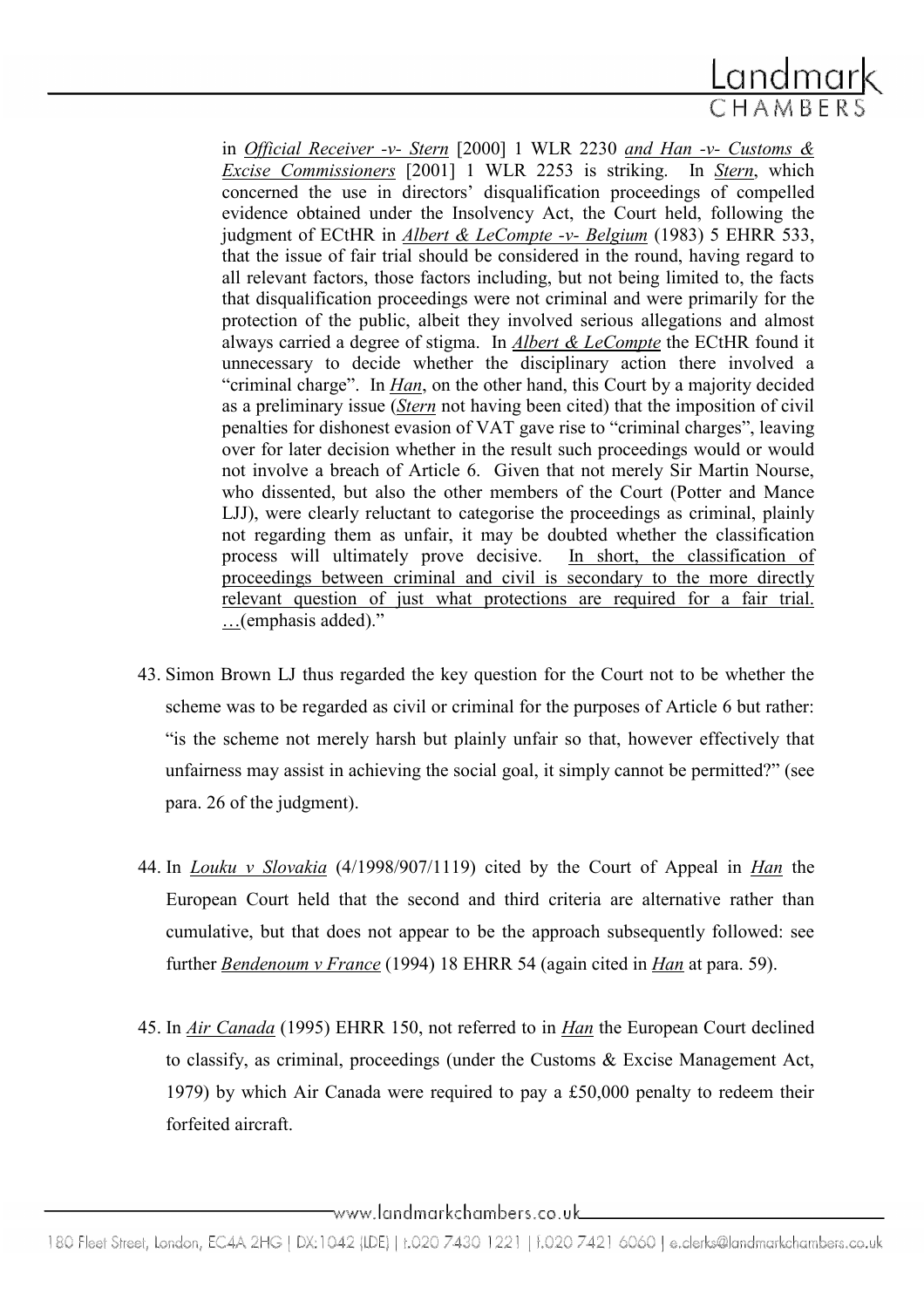in *Official Receiver -v- Stern* [2000] 1 WLR 2230 *and Han -v- Customs & Excise Commissioners* [2001] 1 WLR 2253 is striking. In *Stern*, which concerned the use in directors' disqualification proceedings of compelled evidence obtained under the Insolvency Act, the Court held, following the judgment of ECtHR in *Albert & LeCompte -v- Belgium* (1983) 5 EHRR 533, that the issue of fair trial should be considered in the round, having regard to all relevant factors, those factors including, but not being limited to, the facts that disqualification proceedings were not criminal and were primarily for the protection of the public, albeit they involved serious allegations and almost always carried a degree of stigma. In *Albert & LeCompte* the ECtHR found it unnecessary to decide whether the disciplinary action there involved a "criminal charge". In *Han*, on the other hand, this Court by a majority decided as a preliminary issue (*Stern* not having been cited) that the imposition of civil penalties for dishonest evasion of VAT gave rise to "criminal charges", leaving over for later decision whether in the result such proceedings would or would not involve a breach of Article 6. Given that not merely Sir Martin Nourse, who dissented, but also the other members of the Court (Potter and Mance LJJ), were clearly reluctant to categorise the proceedings as criminal, plainly not regarding them as unfair, it may be doubted whether the classification process will ultimately prove decisive. <u>In short, the classification of proceedings between criminal and civil is secondary to the more directly relevant question of just what protections are required for a fair trial. …</u>(emphasis added)."

43. Simon Brown LJ thus regarded the key question for the Court not to be whether the scheme was to be regarded as civil or criminal for the purposes of Article 6 but rather: "is the scheme not merely harsh but plainly unfair so that, however effectively that unfairness may assist in achieving the social goal, it simply cannot be permitted?" (see para. 26 of the judgment).

44. In *Louku v Slovakia* (4/1998/907/1119) cited by the Court of Appeal in *Han* the European Court held that the second and third criteria are alternative rather than cumulative, but that does not appear to be the approach subsequently followed: see further *Bendenoum v France* (1994) 18 EHRR 54 (again cited in *Han* at para. 59).

45. In *Air Canada* (1995) EHRR 150, not referred to in *Han* the European Court declined to classify, as criminal, proceedings (under the Customs & Excise Management Act, 1979) by which Air Canada were required to pay a £50,000 penalty to redeem their forfeited aircraft.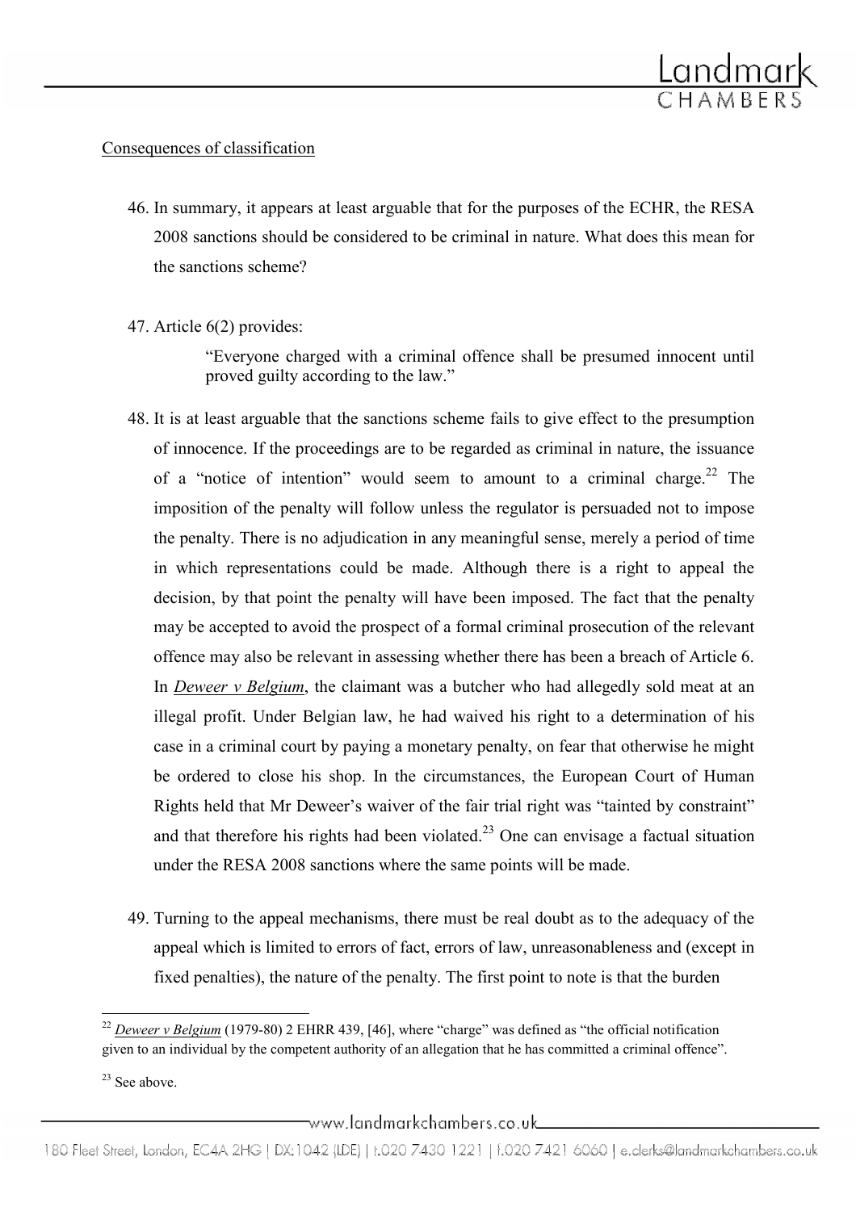Consequences of classification

46. In summary, it appears at least arguable that for the purposes of the ECHR, the RESA 2008 sanctions should be considered to be criminal in nature. What does this mean for the sanctions scheme?

47. Article 6(2) provides:

   > "Everyone charged with a criminal offence shall be presumed innocent until proved guilty according to the law."

48. It is at least arguable that the sanctions scheme fails to give effect to the presumption of innocence. If the proceedings are to be regarded as criminal in nature, the issuance of a "notice of intention" would seem to amount to a criminal charge.[22] The imposition of the penalty will follow unless the regulator is persuaded not to impose the penalty. There is no adjudication in any meaningful sense, merely a period of time in which representations could be made. Although there is a right to appeal the decision, by that point the penalty will have been imposed. The fact that the penalty may be accepted to avoid the prospect of a formal criminal prosecution of the relevant offence may also be relevant in assessing whether there has been a breach of Article 6. In *Deweer v Belgium*, the claimant was a butcher who had allegedly sold meat at an illegal profit. Under Belgian law, he had waived his right to a determination of his case in a criminal court by paying a monetary penalty, on fear that otherwise he might be ordered to close his shop. In the circumstances, the European Court of Human Rights held that Mr Deweer's waiver of the fair trial right was "tainted by constraint" and that therefore his rights had been violated.[23] One can envisage a factual situation under the RESA 2008 sanctions where the same points will be made.

49. Turning to the appeal mechanisms, there must be real doubt as to the adequacy of the appeal which is limited to errors of fact, errors of law, unreasonableness and (except in fixed penalties), the nature of the penalty. The first point to note is that the burden

---

[22] *Deweer v Belgium* (1979-80) 2 EHRR 439, [46], where "charge" was defined as "the official notification given to an individual by the competent authority of an allegation that he has committed a criminal offence".

[23] See above.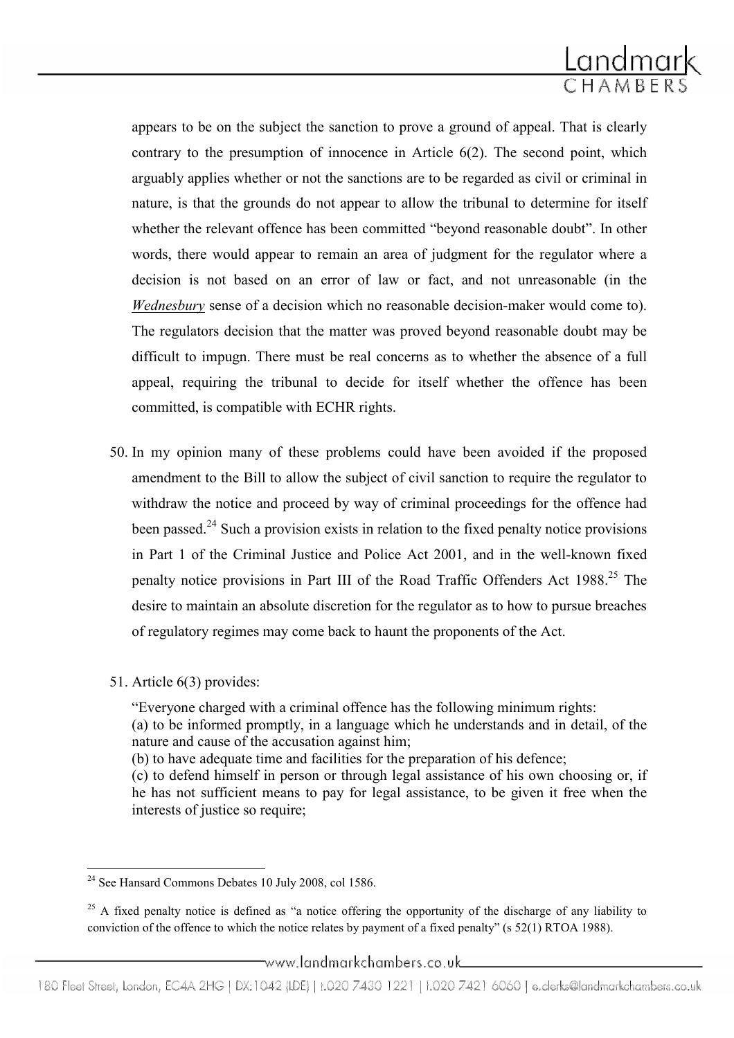appears to be on the subject the sanction to prove a ground of appeal. That is clearly contrary to the presumption of innocence in Article 6(2). The second point, which arguably applies whether or not the sanctions are to be regarded as civil or criminal in nature, is that the grounds do not appear to allow the tribunal to determine for itself whether the relevant offence has been committed "beyond reasonable doubt". In other words, there would appear to remain an area of judgment for the regulator where a decision is not based on an error of law or fact, and not unreasonable (in the *Wednesbury* sense of a decision which no reasonable decision-maker would come to). The regulators decision that the matter was proved beyond reasonable doubt may be difficult to impugn. There must be real concerns as to whether the absence of a full appeal, requiring the tribunal to decide for itself whether the offence has been committed, is compatible with ECHR rights.

50. In my opinion many of these problems could have been avoided if the proposed amendment to the Bill to allow the subject of civil sanction to require the regulator to withdraw the notice and proceed by way of criminal proceedings for the offence had been passed.[24] Such a provision exists in relation to the fixed penalty notice provisions in Part 1 of the Criminal Justice and Police Act 2001, and in the well-known fixed penalty notice provisions in Part III of the Road Traffic Offenders Act 1988.[25] The desire to maintain an absolute discretion for the regulator as to how to pursue breaches of regulatory regimes may come back to haunt the proponents of the Act.

51. Article 6(3) provides:

"Everyone charged with a criminal offence has the following minimum rights:
(a) to be informed promptly, in a language which he understands and in detail, of the nature and cause of the accusation against him;
(b) to have adequate time and facilities for the preparation of his defence;
(c) to defend himself in person or through legal assistance of his own choosing or, if he has not sufficient means to pay for legal assistance, to be given it free when the interests of justice so require;

---

[24] See Hansard Commons Debates 10 July 2008, col 1586.

[25] A fixed penalty notice is defined as "a notice offering the opportunity of the discharge of any liability to conviction of the offence to which the notice relates by payment of a fixed penalty" (s 52(1) RTOA 1988).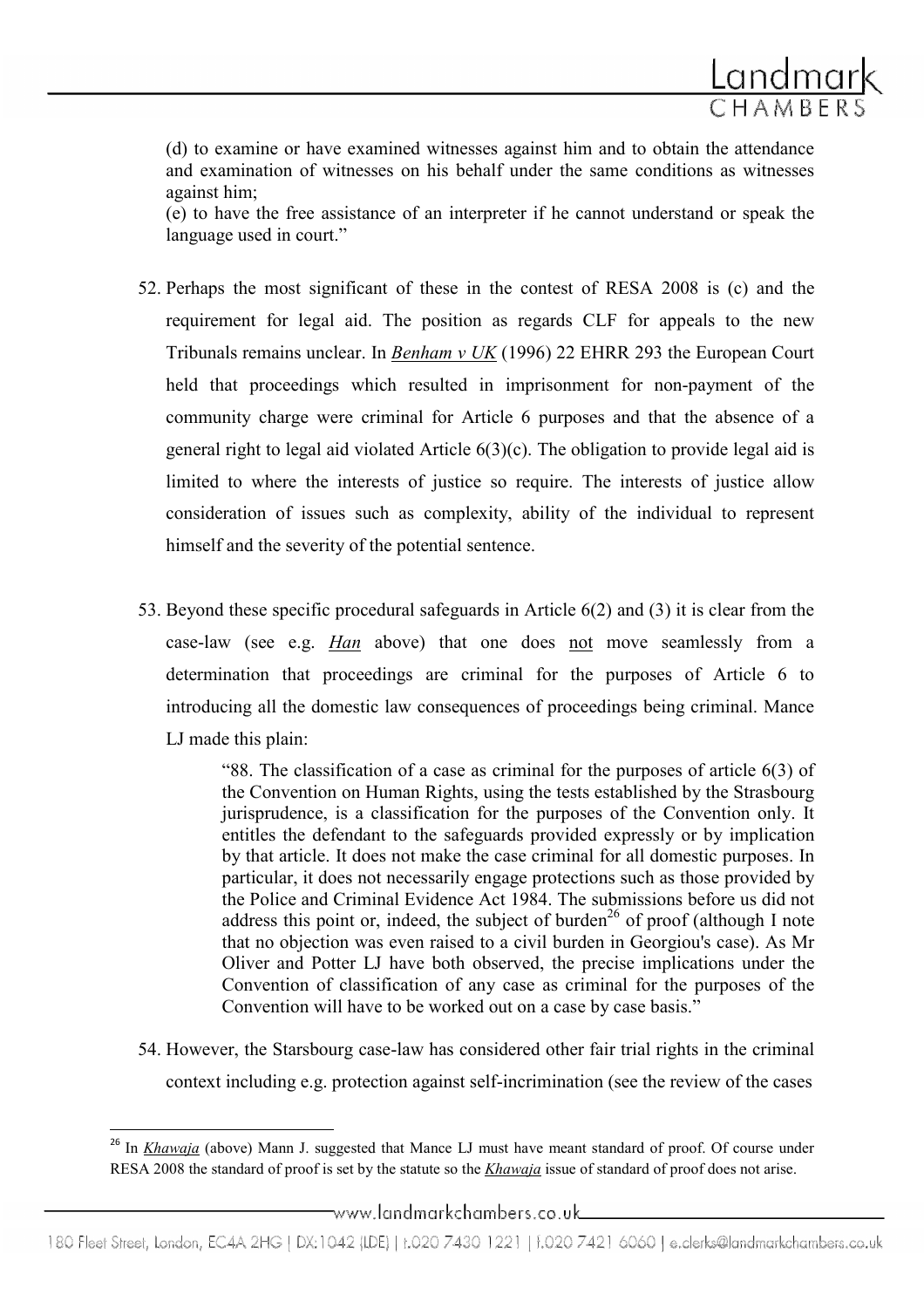(d) to examine or have examined witnesses against him and to obtain the attendance and examination of witnesses on his behalf under the same conditions as witnesses against him;
(e) to have the free assistance of an interpreter if he cannot understand or speak the language used in court."

52. Perhaps the most significant of these in the contest of RESA 2008 is (c) and the requirement for legal aid. The position as regards CLF for appeals to the new Tribunals remains unclear. In ***Benham v UK*** (1996) 22 EHRR 293 the European Court held that proceedings which resulted in imprisonment for non-payment of the community charge were criminal for Article 6 purposes and that the absence of a general right to legal aid violated Article 6(3)(c). The obligation to provide legal aid is limited to where the interests of justice so require. The interests of justice allow consideration of issues such as complexity, ability of the individual to represent himself and the severity of the potential sentence.

53. Beyond these specific procedural safeguards in Article 6(2) and (3) it is clear from the case-law (see e.g. ***Han*** above) that one does not move seamlessly from a determination that proceedings are criminal for the purposes of Article 6 to introducing all the domestic law consequences of proceedings being criminal. Mance LJ made this plain:

> "88. The classification of a case as criminal for the purposes of article 6(3) of the Convention on Human Rights, using the tests established by the Strasbourg jurisprudence, is a classification for the purposes of the Convention only. It entitles the defendant to the safeguards provided expressly or by implication by that article. It does not make the case criminal for all domestic purposes. In particular, it does not necessarily engage protections such as those provided by the Police and Criminal Evidence Act 1984. The submissions before us did not address this point or, indeed, the subject of burden[26] of proof (although I note that no objection was even raised to a civil burden in Georgiou's case). As Mr Oliver and Potter LJ have both observed, the precise implications under the Convention of classification of any case as criminal for the purposes of the Convention will have to be worked out on a case by case basis."

54. However, the Starsbourg case-law has considered other fair trial rights in the criminal context including e.g. protection against self-incrimination (see the review of the cases

[26] In ***Khawaja*** (above) Mann J. suggested that Mance LJ must have meant standard of proof. Of course under RESA 2008 the standard of proof is set by the statute so the ***Khawaja*** issue of standard of proof does not arise.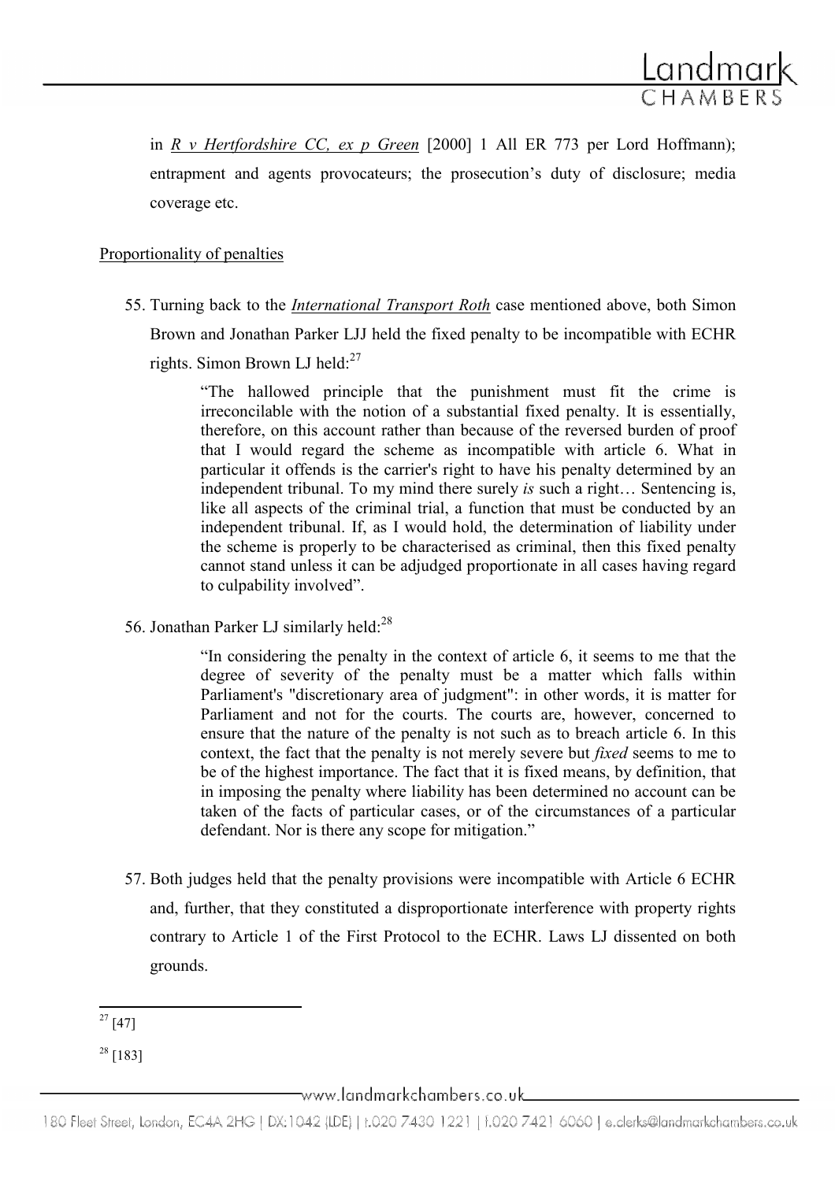in *R v Hertfordshire CC, ex p Green* [2000] 1 All ER 773 per Lord Hoffmann); entrapment and agents provocateurs; the prosecution's duty of disclosure; media coverage etc.

Proportionality of penalties

55. Turning back to the *International Transport Roth* case mentioned above, both Simon Brown and Jonathan Parker LJJ held the fixed penalty to be incompatible with ECHR rights. Simon Brown LJ held:[27]

> "The hallowed principle that the punishment must fit the crime is irreconcilable with the notion of a substantial fixed penalty. It is essentially, therefore, on this account rather than because of the reversed burden of proof that I would regard the scheme as incompatible with article 6. What in particular it offends is the carrier's right to have his penalty determined by an independent tribunal. To my mind there surely *is* such a right… Sentencing is, like all aspects of the criminal trial, a function that must be conducted by an independent tribunal. If, as I would hold, the determination of liability under the scheme is properly to be characterised as criminal, then this fixed penalty cannot stand unless it can be adjudged proportionate in all cases having regard to culpability involved".

56. Jonathan Parker LJ similarly held:[28]

> "In considering the penalty in the context of article 6, it seems to me that the degree of severity of the penalty must be a matter which falls within Parliament's "discretionary area of judgment": in other words, it is matter for Parliament and not for the courts. The courts are, however, concerned to ensure that the nature of the penalty is not such as to breach article 6. In this context, the fact that the penalty is not merely severe but *fixed* seems to me to be of the highest importance. The fact that it is fixed means, by definition, that in imposing the penalty where liability has been determined no account can be taken of the facts of particular cases, or of the circumstances of a particular defendant. Nor is there any scope for mitigation."

57. Both judges held that the penalty provisions were incompatible with Article 6 ECHR and, further, that they constituted a disproportionate interference with property rights contrary to Article 1 of the First Protocol to the ECHR. Laws LJ dissented on both grounds.

---

[27] [47]

[28] [183]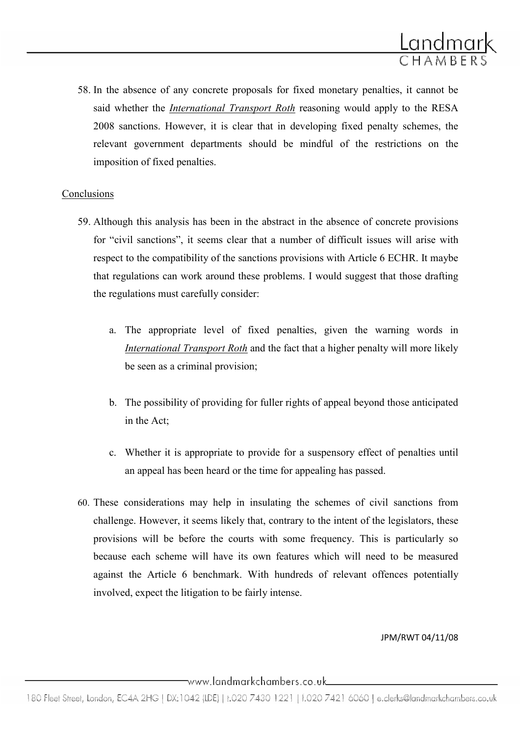58. In the absence of any concrete proposals for fixed monetary penalties, it cannot be said whether the ***International Transport Roth*** reasoning would apply to the RESA 2008 sanctions. However, it is clear that in developing fixed penalty schemes, the relevant government departments should be mindful of the restrictions on the imposition of fixed penalties.

## Conclusions

59. Although this analysis has been in the abstract in the absence of concrete provisions for "civil sanctions", it seems clear that a number of difficult issues will arise with respect to the compatibility of the sanctions provisions with Article 6 ECHR. It maybe that regulations can work around these problems. I would suggest that those drafting the regulations must carefully consider:

    a. The appropriate level of fixed penalties, given the warning words in *International Transport Roth* and the fact that a higher penalty will more likely be seen as a criminal provision;

    b. The possibility of providing for fuller rights of appeal beyond those anticipated in the Act;

    c. Whether it is appropriate to provide for a suspensory effect of penalties until an appeal has been heard or the time for appealing has passed.

60. These considerations may help in insulating the schemes of civil sanctions from challenge. However, it seems likely that, contrary to the intent of the legislators, these provisions will be before the courts with some frequency. This is particularly so because each scheme will have its own features which will need to be measured against the Article 6 benchmark. With hundreds of relevant offences potentially involved, expect the litigation to be fairly intense.

JPM/RWT 04/11/08